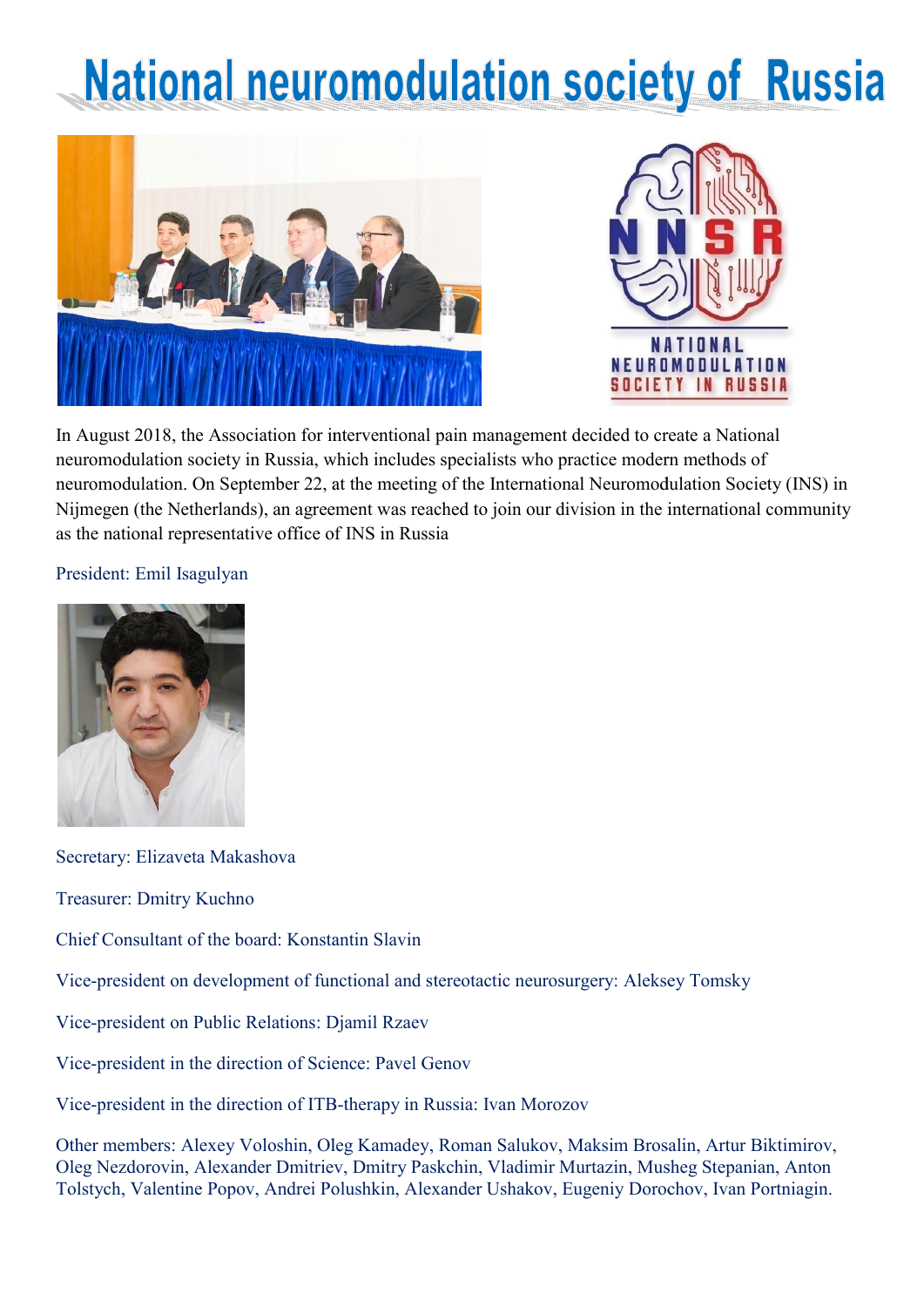# National neuromodulation society of Russia

In August 2018, the Association for interventional pain management decided to create a National neuromodulation society in Russia, which includes specialists who practice modern methods of neuromodulation. On September 22, at the meeting of the International Neuromodulation Society (INS) in Nijmegen (the Netherlands), an agreement was reached to join our division in the international community as the national representative office of INS in Russia

President: Emil Isagulyan

Secretary: Elizaveta Makashova

Treasurer: Dmitry Kuchno

Chief Consultant of the board: Konstantin Slavin

Vice-president on development of functional and stereotactic neurosurgery: Aleksey Tomsky

Vice-president on Public Relations: Djamil Rzaev

Vice-president in the direction of Science: Pavel Genov

Vice-president in the direction of ITB-therapy in Russia: Ivan Morozov

Other members: Alexey Voloshin, Oleg Kamadey, Roman Salukov, Maksim Brosalin, Artur Biktimirov, Oleg Nezdorovin, Alexander Dmitriev, Dmitry Paskchin, Vladimir Murtazin, Musheg Stepanian, Anton Tolstych, Valentine Popov, Andrei Polushkin, Alexander Ushakov, Eugeniy Dorochov, Ivan Portniagin.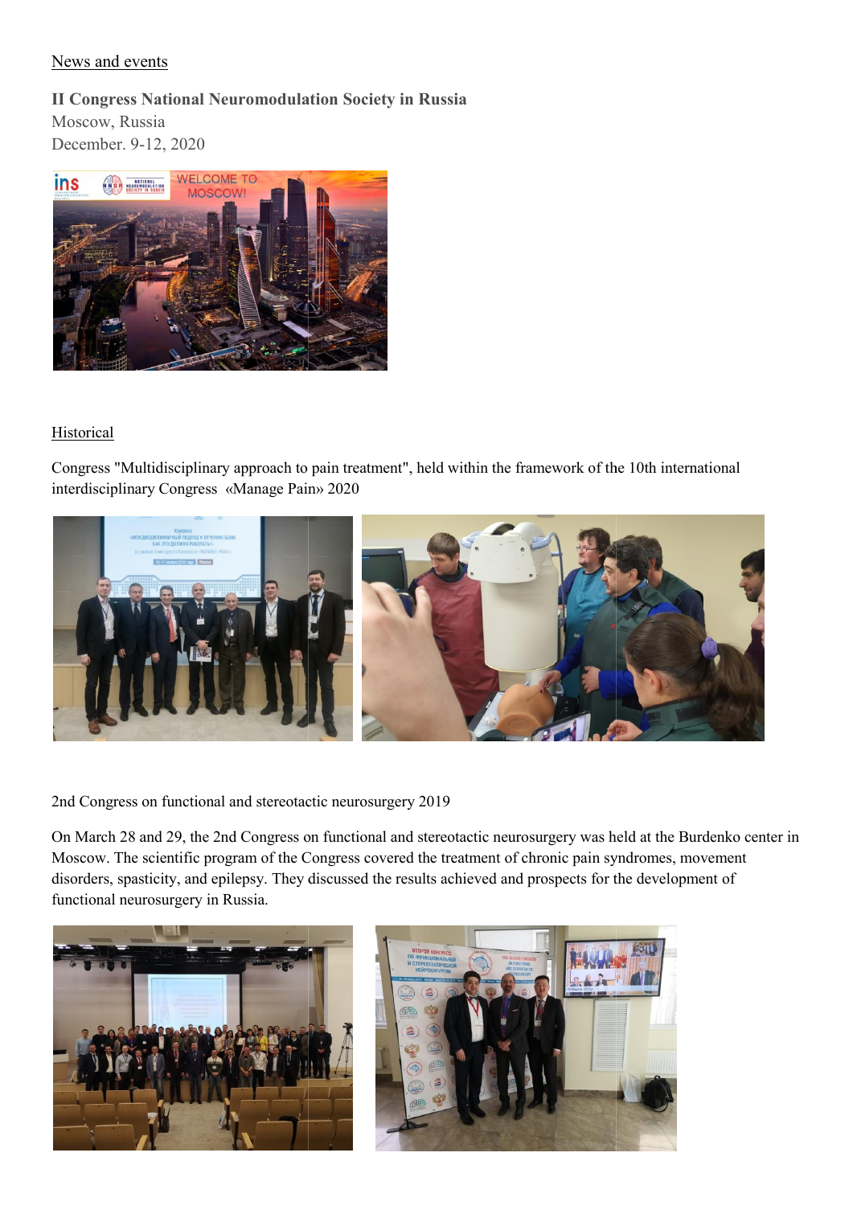News and events

**II Congress National Neuromodulation Society in Russia**
Moscow, Russia
December. 9-12, 2020

Historical

Congress "Multidisciplinary approach to pain treatment", held within the framework of the 10th international interdisciplinary Congress «Manage Pain» 2020

2nd Congress on functional and stereotactic neurosurgery 2019

On March 28 and 29, the 2nd Congress on functional and stereotactic neurosurgery was held at the Burdenko center in Moscow. The scientific program of the Congress covered the treatment of chronic pain syndromes, movement disorders, spasticity, and epilepsy. They discussed the results achieved and prospects for the development of functional neurosurgery in Russia.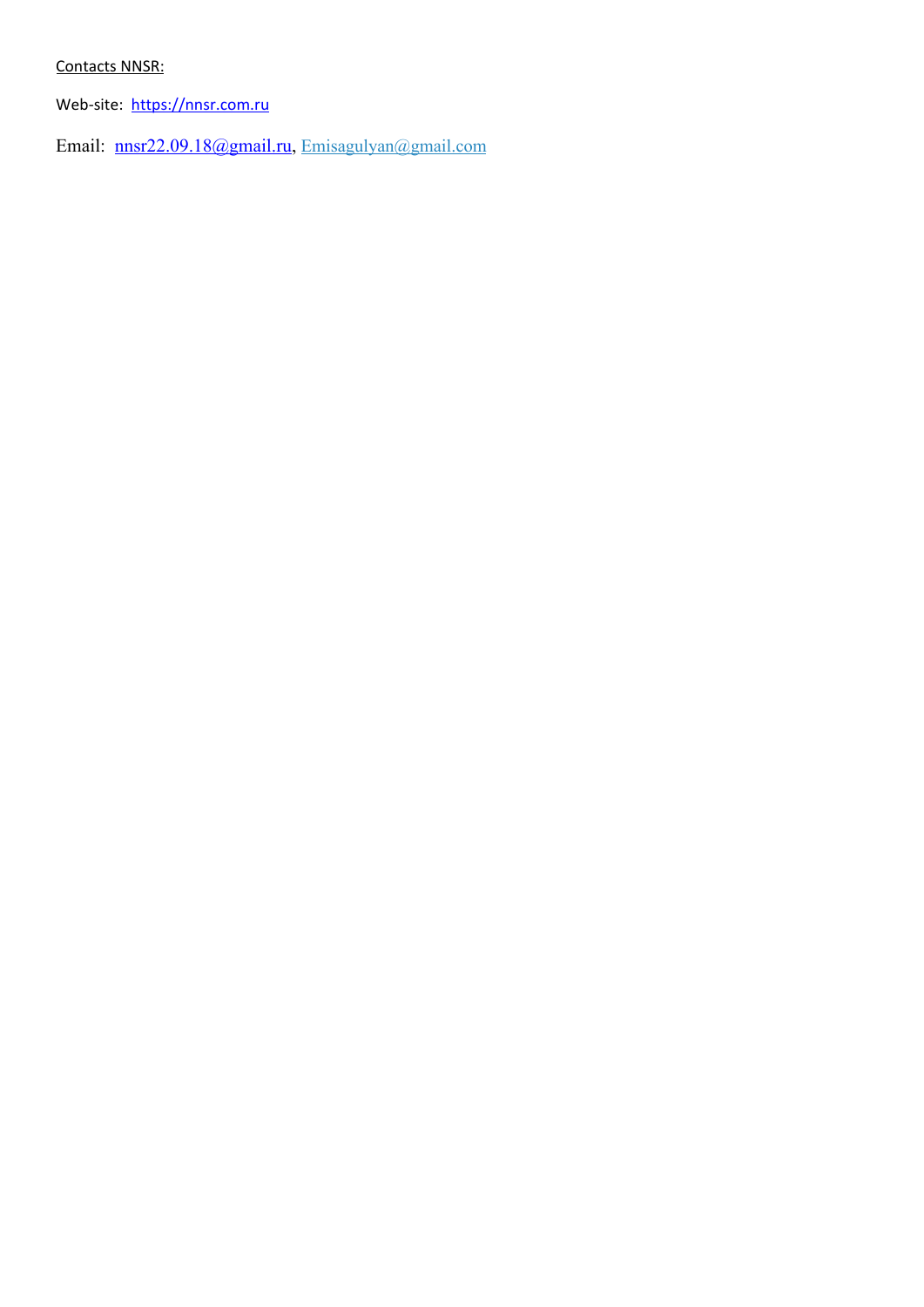Contacts NNSR:

Web-site: https://nnsr.com.ru

Email: nnsr22.09.18@gmail.ru, Emisagulyan@gmail.com